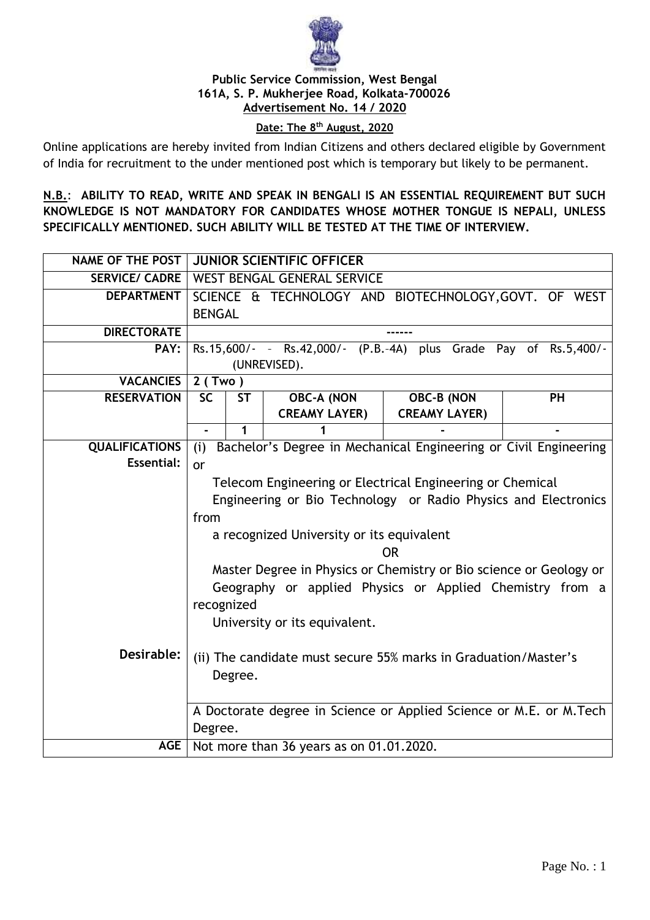**Public Service Commission, West Bengal**
**161A, S. P. Mukherjee Road, Kolkata-700026**
**Advertisement No. 14 / 2020**

**Date: The 8th August, 2020**

Online applications are hereby invited from Indian Citizens and others declared eligible by Government of India for recruitment to the under mentioned post which is temporary but likely to be permanent.

**N.B.: ABILITY TO READ, WRITE AND SPEAK IN BENGALI IS AN ESSENTIAL REQUIREMENT BUT SUCH KNOWLEDGE IS NOT MANDATORY FOR CANDIDATES WHOSE MOTHER TONGUE IS NEPALI, UNLESS SPECIFICALLY MENTIONED. SUCH ABILITY WILL BE TESTED AT THE TIME OF INTERVIEW.**

| | | | | | |
|---|---|---|---|---|---|
| **NAME OF THE POST** | **JUNIOR SCIENTIFIC OFFICER** | | | | |
| **SERVICE/ CADRE** | WEST BENGAL GENERAL SERVICE | | | | |
| **DEPARTMENT** | SCIENCE & TECHNOLOGY AND BIOTECHNOLOGY,GOVT. OF WEST BENGAL | | | | |
| **DIRECTORATE** | ------ | | | | |
| **PAY:** | Rs.15,600/- – Rs.42,000/- (P.B.–4A) plus Grade Pay of Rs.5,400/- (UNREVISED). | | | | |
| **VACANCIES** | **2 ( Two )** | | | | |
| **RESERVATION** | **SC** | **ST** | **OBC-A (NON CREAMY LAYER)** | **OBC-B (NON CREAMY LAYER)** | **PH** |
| | - | 1 | 1 | - | - |
| **QUALIFICATIONS Essential:** | (i) Bachelor's Degree in Mechanical Engineering or Civil Engineering or Telecom Engineering or Electrical Engineering or Chemical Engineering or Bio Technology or Radio Physics and Electronics from a recognized University or its equivalent OR Master Degree in Physics or Chemistry or Bio science or Geology or Geography or applied Physics or Applied Chemistry from a recognized University or its equivalent. (ii) The candidate must secure 55% marks in Graduation/Master's Degree. | | | | |
| **Desirable:** | A Doctorate degree in Science or Applied Science or M.E. or M.Tech Degree. | | | | |
| **AGE** | Not more than 36 years as on 01.01.2020. | | | | |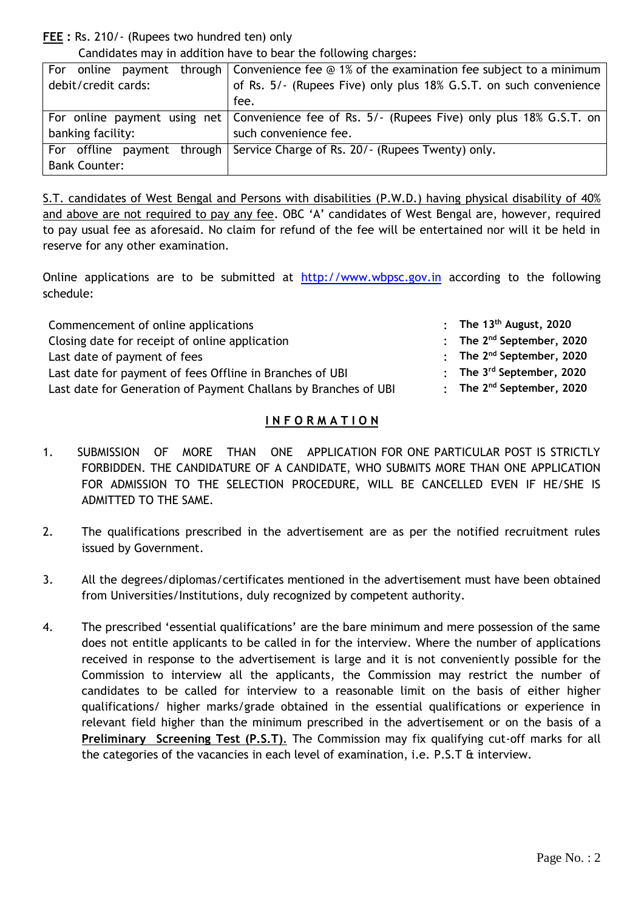**FEE :** Rs. 210/- (Rupees two hundred ten) only

Candidates may in addition have to bear the following charges:

| | |
|---|---|
| For online payment through debit/credit cards: | Convenience fee @ 1% of the examination fee subject to a minimum of Rs. 5/- (Rupees Five) only plus 18% G.S.T. on such convenience fee. |
| For online payment using net banking facility: | Convenience fee of Rs. 5/- (Rupees Five) only plus 18% G.S.T. on such convenience fee. |
| For offline payment through Bank Counter: | Service Charge of Rs. 20/- (Rupees Twenty) only. |

S.T. candidates of West Bengal and Persons with disabilities (P.W.D.) having physical disability of 40% and above are not required to pay any fee. OBC 'A' candidates of West Bengal are, however, required to pay usual fee as aforesaid. No claim for refund of the fee will be entertained nor will it be held in reserve for any other examination.

Online applications are to be submitted at http://www.wbpsc.gov.in according to the following schedule:

| | | |
|---|---|---|
| Commencement of online applications | : | **The 13th August, 2020** |
| Closing date for receipt of online application | : | **The 2nd September, 2020** |
| Last date of payment of fees | : | **The 2nd September, 2020** |
| Last date for payment of fees Offline in Branches of UBI | : | **The 3rd September, 2020** |
| Last date for Generation of Payment Challans by Branches of UBI | : | **The 2nd September, 2020** |

## INFORMATION

1. SUBMISSION OF MORE THAN ONE APPLICATION FOR ONE PARTICULAR POST IS STRICTLY FORBIDDEN. THE CANDIDATURE OF A CANDIDATE, WHO SUBMITS MORE THAN ONE APPLICATION FOR ADMISSION TO THE SELECTION PROCEDURE, WILL BE CANCELLED EVEN IF HE/SHE IS ADMITTED TO THE SAME.

2. The qualifications prescribed in the advertisement are as per the notified recruitment rules issued by Government.

3. All the degrees/diplomas/certificates mentioned in the advertisement must have been obtained from Universities/Institutions, duly recognized by competent authority.

4. The prescribed 'essential qualifications' are the bare minimum and mere possession of the same does not entitle applicants to be called in for the interview. Where the number of applications received in response to the advertisement is large and it is not conveniently possible for the Commission to interview all the applicants, the Commission may restrict the number of candidates to be called for interview to a reasonable limit on the basis of either higher qualifications/ higher marks/grade obtained in the essential qualifications or experience in relevant field higher than the minimum prescribed in the advertisement or on the basis of a **Preliminary Screening Test (P.S.T)**. The Commission may fix qualifying cut-off marks for all the categories of the vacancies in each level of examination, i.e. P.S.T & interview.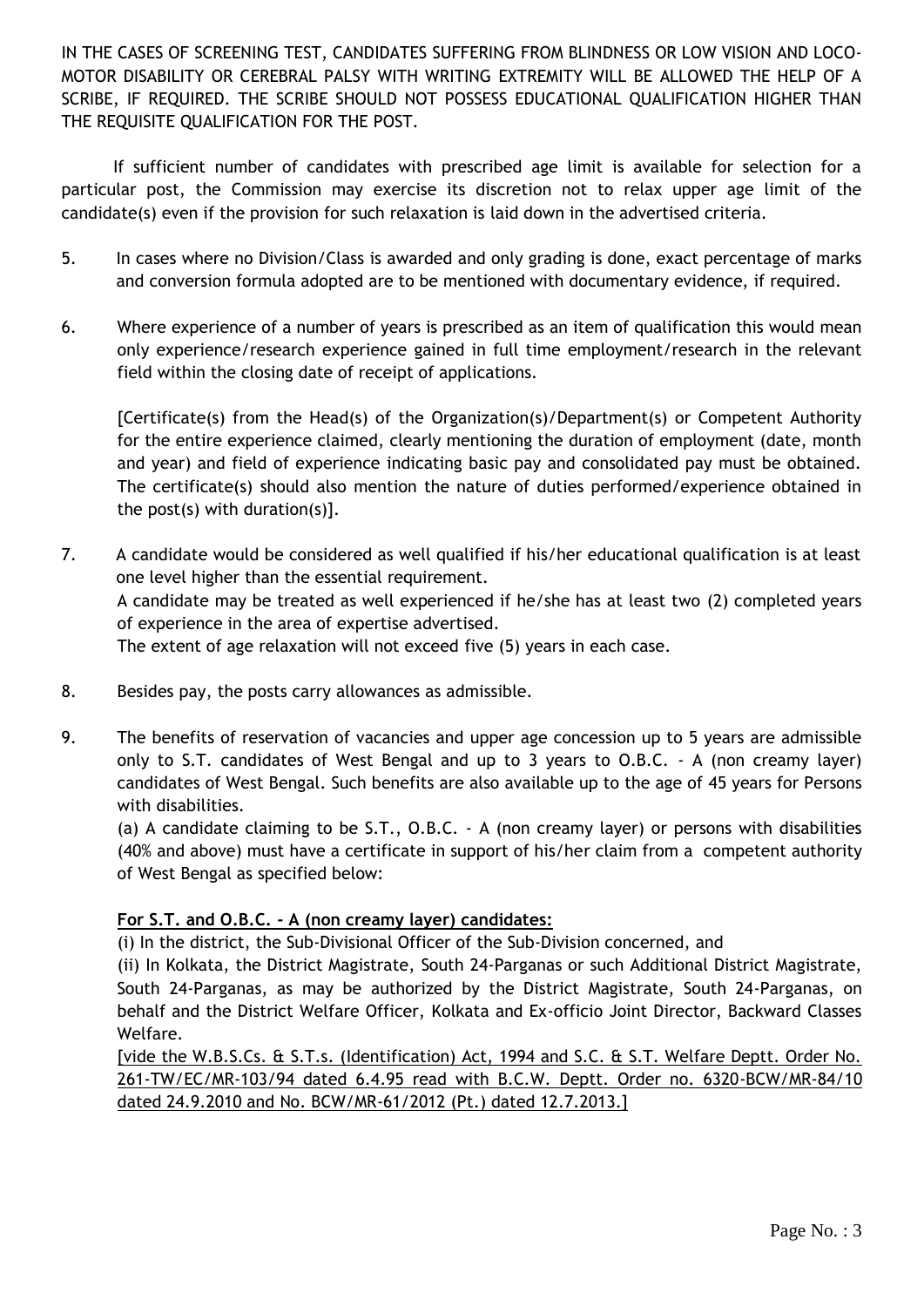IN THE CASES OF SCREENING TEST, CANDIDATES SUFFERING FROM BLINDNESS OR LOW VISION AND LOCO-MOTOR DISABILITY OR CEREBRAL PALSY WITH WRITING EXTREMITY WILL BE ALLOWED THE HELP OF A SCRIBE, IF REQUIRED. THE SCRIBE SHOULD NOT POSSESS EDUCATIONAL QUALIFICATION HIGHER THAN THE REQUISITE QUALIFICATION FOR THE POST.

If sufficient number of candidates with prescribed age limit is available for selection for a particular post, the Commission may exercise its discretion not to relax upper age limit of the candidate(s) even if the provision for such relaxation is laid down in the advertised criteria.

5. In cases where no Division/Class is awarded and only grading is done, exact percentage of marks and conversion formula adopted are to be mentioned with documentary evidence, if required.

6. Where experience of a number of years is prescribed as an item of qualification this would mean only experience/research experience gained in full time employment/research in the relevant field within the closing date of receipt of applications.

   [Certificate(s) from the Head(s) of the Organization(s)/Department(s) or Competent Authority for the entire experience claimed, clearly mentioning the duration of employment (date, month and year) and field of experience indicating basic pay and consolidated pay must be obtained. The certificate(s) should also mention the nature of duties performed/experience obtained in the post(s) with duration(s)].

7. A candidate would be considered as well qualified if his/her educational qualification is at least one level higher than the essential requirement.
   A candidate may be treated as well experienced if he/she has at least two (2) completed years of experience in the area of expertise advertised.
   The extent of age relaxation will not exceed five (5) years in each case.

8. Besides pay, the posts carry allowances as admissible.

9. The benefits of reservation of vacancies and upper age concession up to 5 years are admissible only to S.T. candidates of West Bengal and up to 3 years to O.B.C. - A (non creamy layer) candidates of West Bengal. Such benefits are also available up to the age of 45 years for Persons with disabilities.

   (a) A candidate claiming to be S.T., O.B.C. - A (non creamy layer) or persons with disabilities (40% and above) must have a certificate in support of his/her claim from a competent authority of West Bengal as specified below:

   **For S.T. and O.B.C. - A (non creamy layer) candidates:**

   (i) In the district, the Sub-Divisional Officer of the Sub-Division concerned, and

   (ii) In Kolkata, the District Magistrate, South 24-Parganas or such Additional District Magistrate, South 24-Parganas, as may be authorized by the District Magistrate, South 24-Parganas, on behalf and the District Welfare Officer, Kolkata and Ex-officio Joint Director, Backward Classes Welfare.

   [vide the W.B.S.Cs. & S.T.s. (Identification) Act, 1994 and S.C. & S.T. Welfare Deptt. Order No. 261-TW/EC/MR-103/94 dated 6.4.95 read with B.C.W. Deptt. Order no. 6320-BCW/MR-84/10 dated 24.9.2010 and No. BCW/MR-61/2012 (Pt.) dated 12.7.2013.]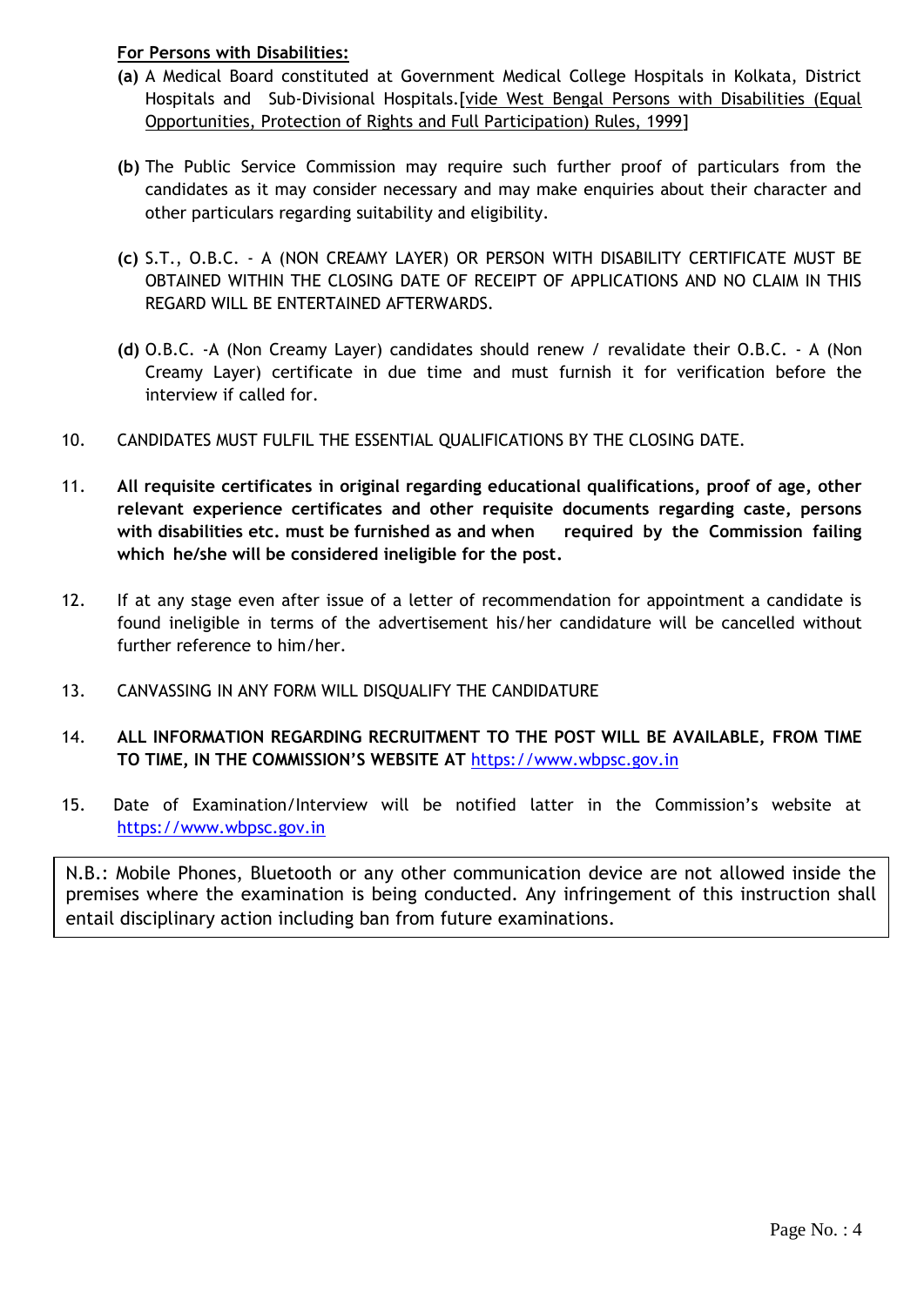**For Persons with Disabilities:**

**(a)** A Medical Board constituted at Government Medical College Hospitals in Kolkata, District Hospitals and Sub-Divisional Hospitals.[vide West Bengal Persons with Disabilities (Equal Opportunities, Protection of Rights and Full Participation) Rules, 1999]

**(b)** The Public Service Commission may require such further proof of particulars from the candidates as it may consider necessary and may make enquiries about their character and other particulars regarding suitability and eligibility.

**(c)** S.T., O.B.C. - A (NON CREAMY LAYER) OR PERSON WITH DISABILITY CERTIFICATE MUST BE OBTAINED WITHIN THE CLOSING DATE OF RECEIPT OF APPLICATIONS AND NO CLAIM IN THIS REGARD WILL BE ENTERTAINED AFTERWARDS.

**(d)** O.B.C. -A (Non Creamy Layer) candidates should renew / revalidate their O.B.C. - A (Non Creamy Layer) certificate in due time and must furnish it for verification before the interview if called for.

10. CANDIDATES MUST FULFIL THE ESSENTIAL QUALIFICATIONS BY THE CLOSING DATE.

11. **All requisite certificates in original regarding educational qualifications, proof of age, other relevant experience certificates and other requisite documents regarding caste, persons with disabilities etc. must be furnished as and when required by the Commission failing which he/she will be considered ineligible for the post.**

12. If at any stage even after issue of a letter of recommendation for appointment a candidate is found ineligible in terms of the advertisement his/her candidature will be cancelled without further reference to him/her.

13. CANVASSING IN ANY FORM WILL DISQUALIFY THE CANDIDATURE

14. **ALL INFORMATION REGARDING RECRUITMENT TO THE POST WILL BE AVAILABLE, FROM TIME TO TIME, IN THE COMMISSION'S WEBSITE AT** https://www.wbpsc.gov.in

15. Date of Examination/Interview will be notified latter in the Commission's website at https://www.wbpsc.gov.in

N.B.: Mobile Phones, Bluetooth or any other communication device are not allowed inside the premises where the examination is being conducted. Any infringement of this instruction shall entail disciplinary action including ban from future examinations.